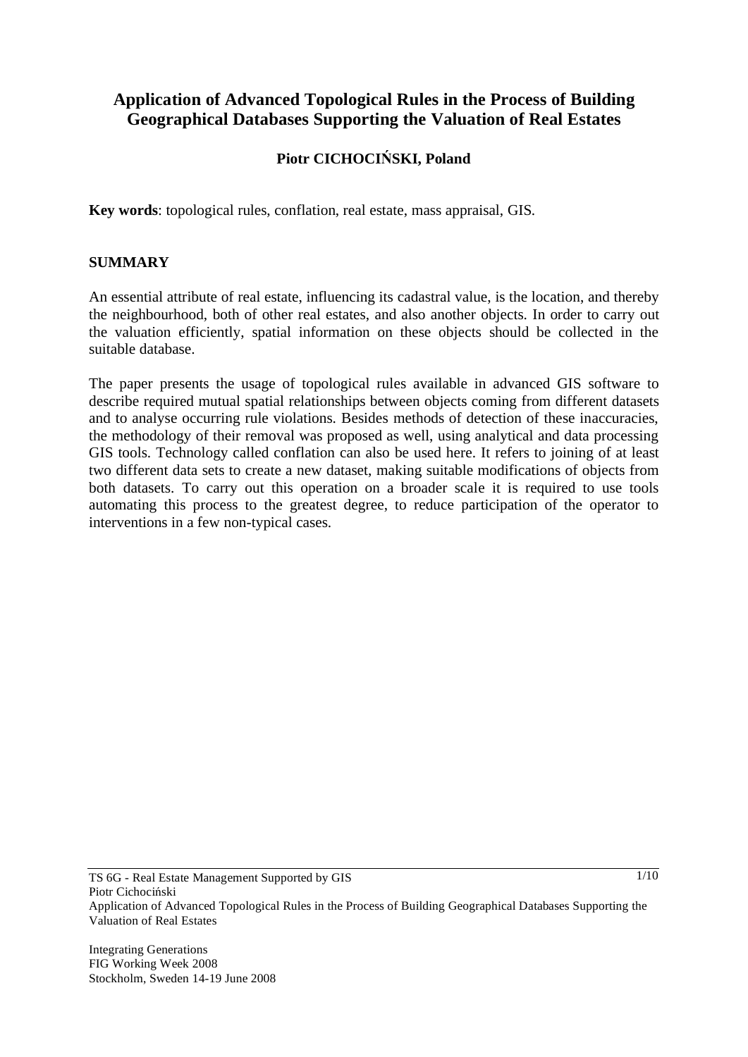# Application of Advanced Topological Rules in the Process of Building Geographical Databases Supporting the Valuation of Real Estates

**Piotr CICHOCIŃSKI, Poland**

**Key words**: topological rules, conflation, real estate, mass appraisal, GIS.

## SUMMARY

An essential attribute of real estate, influencing its cadastral value, is the location, and thereby the neighbourhood, both of other real estates, and also another objects. In order to carry out the valuation efficiently, spatial information on these objects should be collected in the suitable database.

The paper presents the usage of topological rules available in advanced GIS software to describe required mutual spatial relationships between objects coming from different datasets and to analyse occurring rule violations. Besides methods of detection of these inaccuracies, the methodology of their removal was proposed as well, using analytical and data processing GIS tools. Technology called conflation can also be used here. It refers to joining of at least two different data sets to create a new dataset, making suitable modifications of objects from both datasets. To carry out this operation on a broader scale it is required to use tools automating this process to the greatest degree, to reduce participation of the operator to interventions in a few non-typical cases.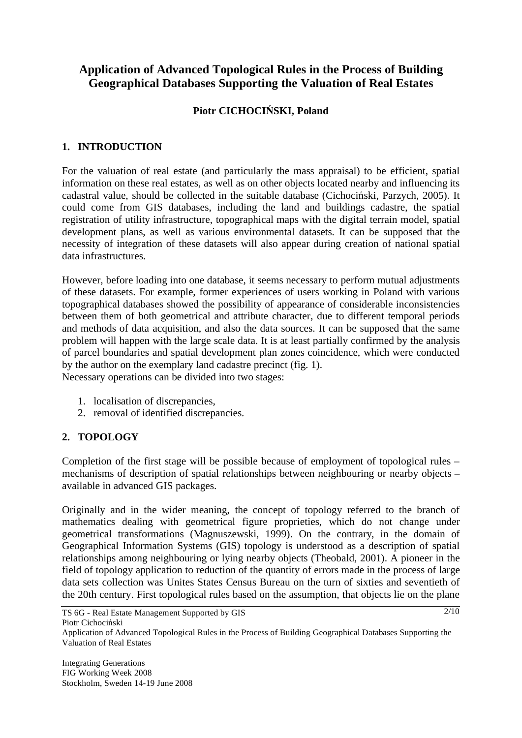# Application of Advanced Topological Rules in the Process of Building Geographical Databases Supporting the Valuation of Real Estates

**Piotr CICHOCIŃSKI, Poland**

## 1. INTRODUCTION

For the valuation of real estate (and particularly the mass appraisal) to be efficient, spatial information on these real estates, as well as on other objects located nearby and influencing its cadastral value, should be collected in the suitable database (Cichociński, Parzych, 2005). It could come from GIS databases, including the land and buildings cadastre, the spatial registration of utility infrastructure, topographical maps with the digital terrain model, spatial development plans, as well as various environmental datasets. It can be supposed that the necessity of integration of these datasets will also appear during creation of national spatial data infrastructures.

However, before loading into one database, it seems necessary to perform mutual adjustments of these datasets. For example, former experiences of users working in Poland with various topographical databases showed the possibility of appearance of considerable inconsistencies between them of both geometrical and attribute character, due to different temporal periods and methods of data acquisition, and also the data sources. It can be supposed that the same problem will happen with the large scale data. It is at least partially confirmed by the analysis of parcel boundaries and spatial development plan zones coincidence, which were conducted by the author on the exemplary land cadastre precinct (fig. 1).
Necessary operations can be divided into two stages:

1. localisation of discrepancies,
2. removal of identified discrepancies.

## 2. TOPOLOGY

Completion of the first stage will be possible because of employment of topological rules – mechanisms of description of spatial relationships between neighbouring or nearby objects – available in advanced GIS packages.

Originally and in the wider meaning, the concept of topology referred to the branch of mathematics dealing with geometrical figure proprieties, which do not change under geometrical transformations (Magnuszewski, 1999). On the contrary, in the domain of Geographical Information Systems (GIS) topology is understood as a description of spatial relationships among neighbouring or lying nearby objects (Theobald, 2001). A pioneer in the field of topology application to reduction of the quantity of errors made in the process of large data sets collection was Unites States Census Bureau on the turn of sixties and seventieth of the 20th century. First topological rules based on the assumption, that objects lie on the plane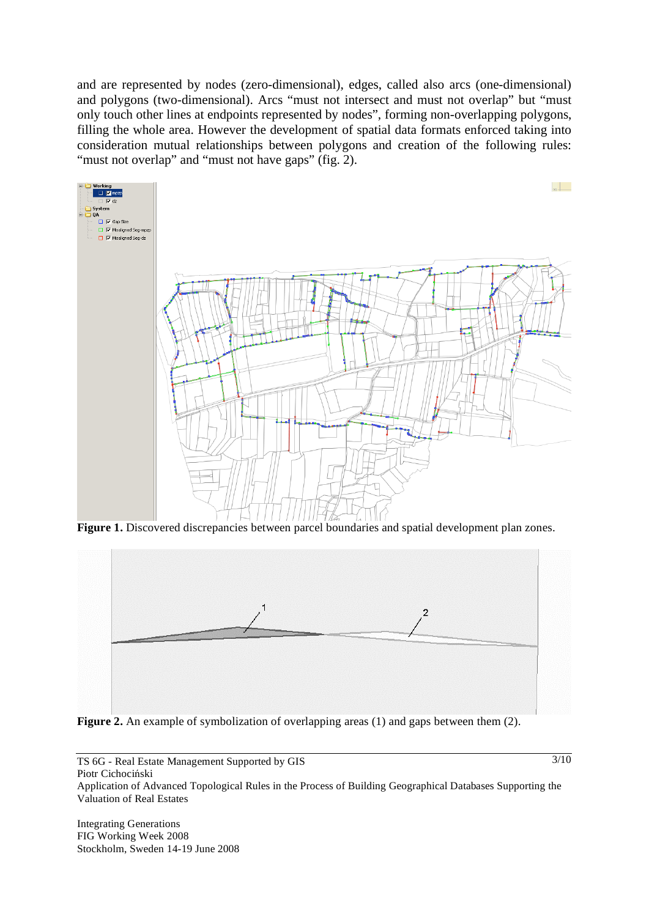and are represented by nodes (zero-dimensional), edges, called also arcs (one-dimensional) and polygons (two-dimensional). Arcs "must not intersect and must not overlap" but "must only touch other lines at endpoints represented by nodes", forming non-overlapping polygons, filling the whole area. However the development of spatial data formats enforced taking into consideration mutual relationships between polygons and creation of the following rules: "must not overlap" and "must not have gaps" (fig. 2).

**Figure 1.** Discovered discrepancies between parcel boundaries and spatial development plan zones.

**Figure 2.** An example of symbolization of overlapping areas (1) and gaps between them (2).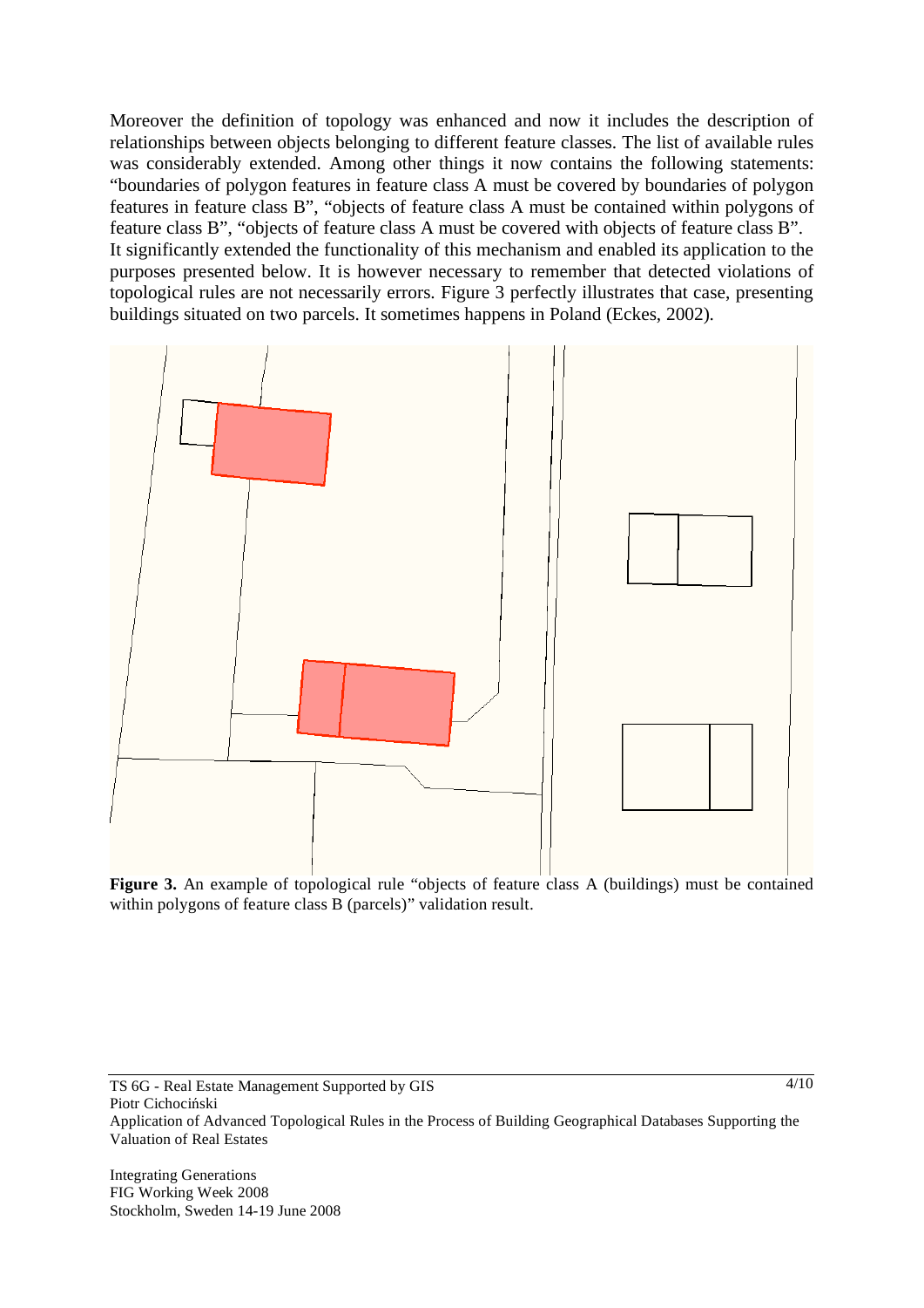Moreover the definition of topology was enhanced and now it includes the description of relationships between objects belonging to different feature classes. The list of available rules was considerably extended. Among other things it now contains the following statements: "boundaries of polygon features in feature class A must be covered by boundaries of polygon features in feature class B", "objects of feature class A must be contained within polygons of feature class B", "objects of feature class A must be covered with objects of feature class B". It significantly extended the functionality of this mechanism and enabled its application to the purposes presented below. It is however necessary to remember that detected violations of topological rules are not necessarily errors. Figure 3 perfectly illustrates that case, presenting buildings situated on two parcels. It sometimes happens in Poland (Eckes, 2002).

**Figure 3.** An example of topological rule "objects of feature class A (buildings) must be contained within polygons of feature class B (parcels)" validation result.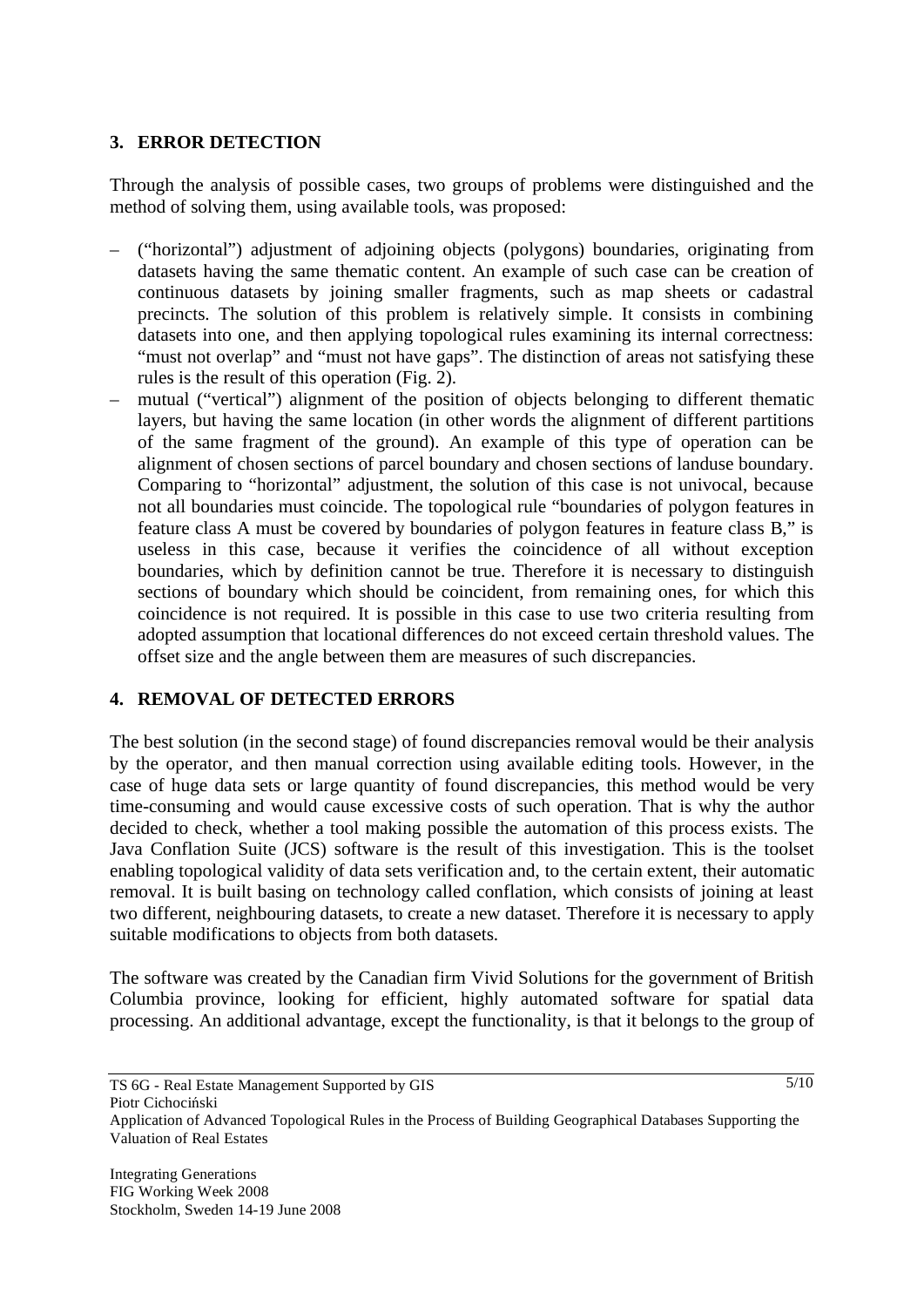## 3. ERROR DETECTION

Through the analysis of possible cases, two groups of problems were distinguished and the method of solving them, using available tools, was proposed:

- ("horizontal") adjustment of adjoining objects (polygons) boundaries, originating from datasets having the same thematic content. An example of such case can be creation of continuous datasets by joining smaller fragments, such as map sheets or cadastral precincts. The solution of this problem is relatively simple. It consists in combining datasets into one, and then applying topological rules examining its internal correctness: "must not overlap" and "must not have gaps". The distinction of areas not satisfying these rules is the result of this operation (Fig. 2).
- mutual ("vertical") alignment of the position of objects belonging to different thematic layers, but having the same location (in other words the alignment of different partitions of the same fragment of the ground). An example of this type of operation can be alignment of chosen sections of parcel boundary and chosen sections of landuse boundary. Comparing to "horizontal" adjustment, the solution of this case is not univocal, because not all boundaries must coincide. The topological rule "boundaries of polygon features in feature class A must be covered by boundaries of polygon features in feature class B," is useless in this case, because it verifies the coincidence of all without exception boundaries, which by definition cannot be true. Therefore it is necessary to distinguish sections of boundary which should be coincident, from remaining ones, for which this coincidence is not required. It is possible in this case to use two criteria resulting from adopted assumption that locational differences do not exceed certain threshold values. The offset size and the angle between them are measures of such discrepancies.

## 4. REMOVAL OF DETECTED ERRORS

The best solution (in the second stage) of found discrepancies removal would be their analysis by the operator, and then manual correction using available editing tools. However, in the case of huge data sets or large quantity of found discrepancies, this method would be very time-consuming and would cause excessive costs of such operation. That is why the author decided to check, whether a tool making possible the automation of this process exists. The Java Conflation Suite (JCS) software is the result of this investigation. This is the toolset enabling topological validity of data sets verification and, to the certain extent, their automatic removal. It is built basing on technology called conflation, which consists of joining at least two different, neighbouring datasets, to create a new dataset. Therefore it is necessary to apply suitable modifications to objects from both datasets.

The software was created by the Canadian firm Vivid Solutions for the government of British Columbia province, looking for efficient, highly automated software for spatial data processing. An additional advantage, except the functionality, is that it belongs to the group of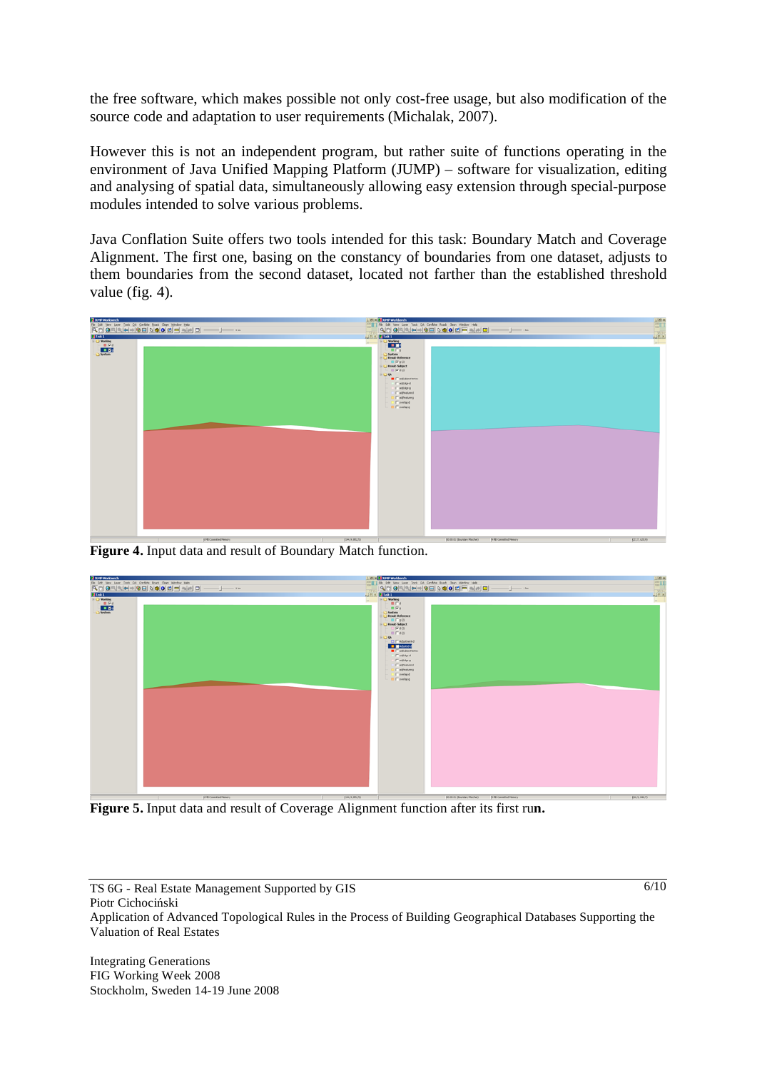the free software, which makes possible not only cost-free usage, but also modification of the source code and adaptation to user requirements (Michalak, 2007).

However this is not an independent program, but rather suite of functions operating in the environment of Java Unified Mapping Platform (JUMP) – software for visualization, editing and analysing of spatial data, simultaneously allowing easy extension through special-purpose modules intended to solve various problems.

Java Conflation Suite offers two tools intended for this task: Boundary Match and Coverage Alignment. The first one, basing on the constancy of boundaries from one dataset, adjusts to them boundaries from the second dataset, located not farther than the established threshold value (fig. 4).

**Figure 4.** Input data and result of Boundary Match function.

**Figure 5.** Input data and result of Coverage Alignment function after its first ru**n.**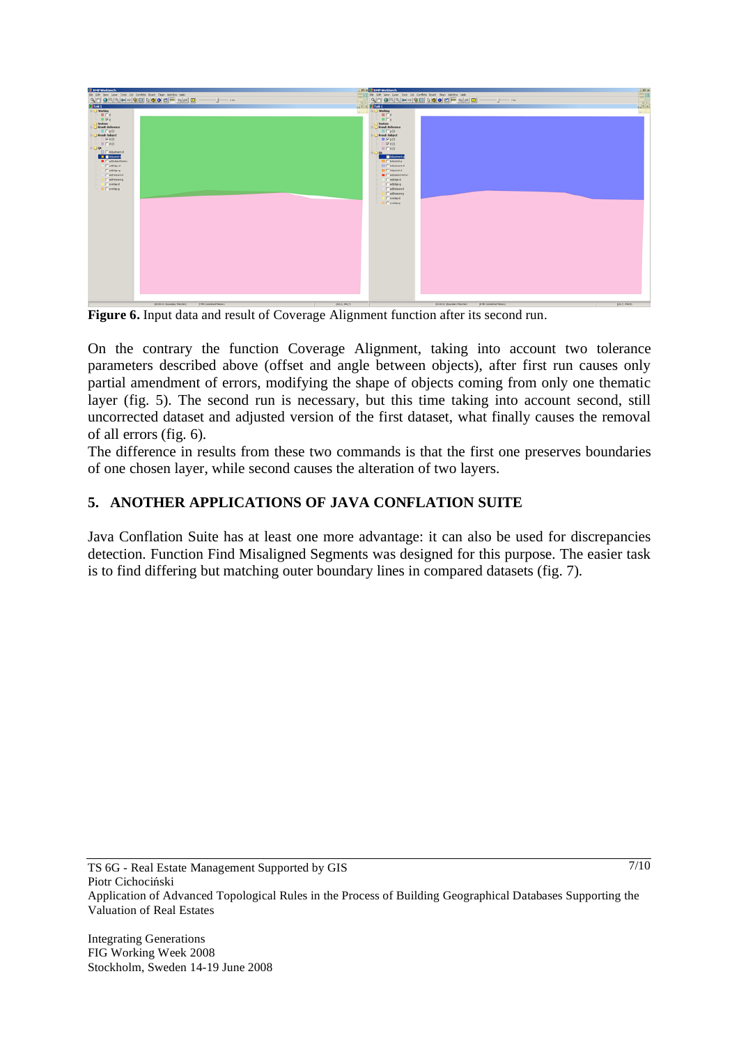**Figure 6.** Input data and result of Coverage Alignment function after its second run.

On the contrary the function Coverage Alignment, taking into account two tolerance parameters described above (offset and angle between objects), after first run causes only partial amendment of errors, modifying the shape of objects coming from only one thematic layer (fig. 5). The second run is necessary, but this time taking into account second, still uncorrected dataset and adjusted version of the first dataset, what finally causes the removal of all errors (fig. 6).

The difference in results from these two commands is that the first one preserves boundaries of one chosen layer, while second causes the alteration of two layers.

## 5. ANOTHER APPLICATIONS OF JAVA CONFLATION SUITE

Java Conflation Suite has at least one more advantage: it can also be used for discrepancies detection. Function Find Misaligned Segments was designed for this purpose. The easier task is to find differing but matching outer boundary lines in compared datasets (fig. 7).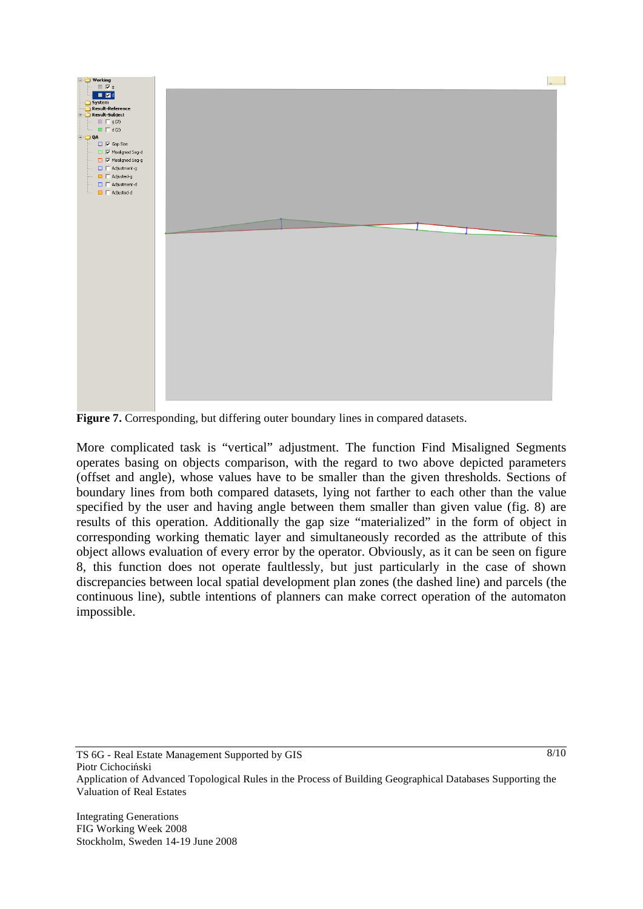**Figure 7.** Corresponding, but differing outer boundary lines in compared datasets.

More complicated task is "vertical" adjustment. The function Find Misaligned Segments operates basing on objects comparison, with the regard to two above depicted parameters (offset and angle), whose values have to be smaller than the given thresholds. Sections of boundary lines from both compared datasets, lying not farther to each other than the value specified by the user and having angle between them smaller than given value (fig. 8) are results of this operation. Additionally the gap size "materialized" in the form of object in corresponding working thematic layer and simultaneously recorded as the attribute of this object allows evaluation of every error by the operator. Obviously, as it can be seen on figure 8, this function does not operate faultlessly, but just particularly in the case of shown discrepancies between local spatial development plan zones (the dashed line) and parcels (the continuous line), subtle intentions of planners can make correct operation of the automaton impossible.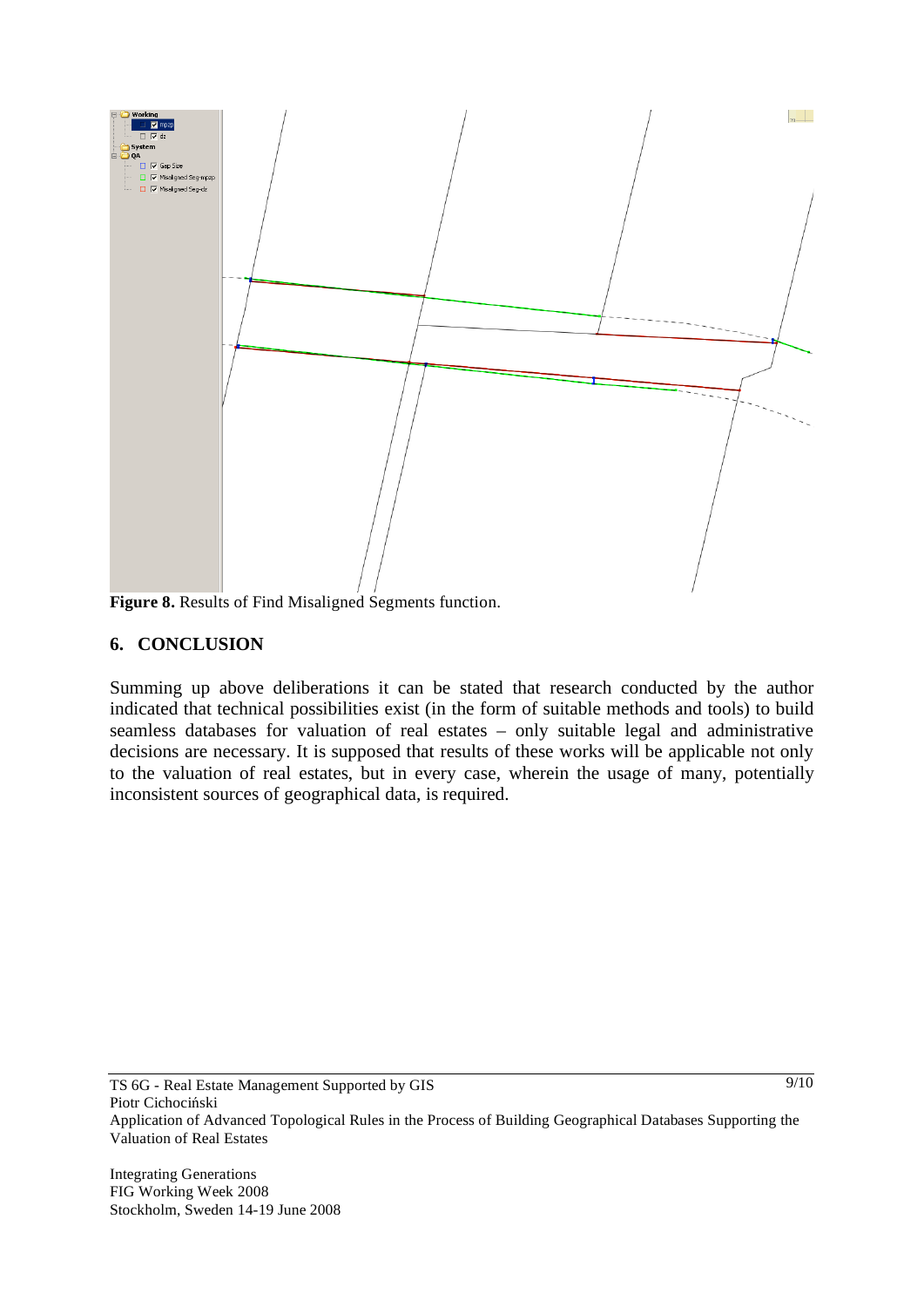**Figure 8.** Results of Find Misaligned Segments function.

## 6. CONCLUSION

Summing up above deliberations it can be stated that research conducted by the author indicated that technical possibilities exist (in the form of suitable methods and tools) to build seamless databases for valuation of real estates – only suitable legal and administrative decisions are necessary. It is supposed that results of these works will be applicable not only to the valuation of real estates, but in every case, wherein the usage of many, potentially inconsistent sources of geographical data, is required.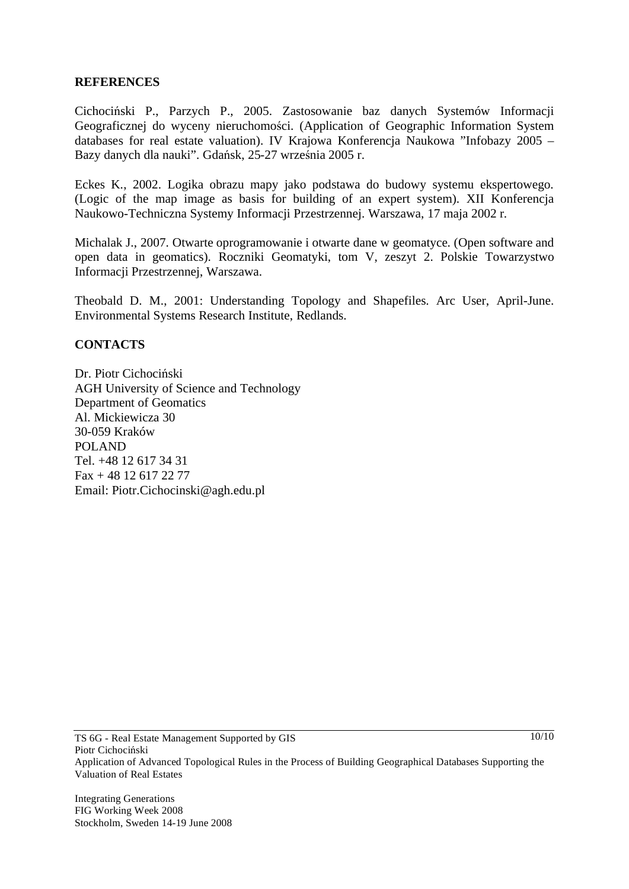## REFERENCES

Cichociński P., Parzych P., 2005. Zastosowanie baz danych Systemów Informacji Geograficznej do wyceny nieruchomości. (Application of Geographic Information System databases for real estate valuation). IV Krajowa Konferencja Naukowa "Infobazy 2005 – Bazy danych dla nauki". Gdańsk, 25-27 września 2005 r.

Eckes K., 2002. Logika obrazu mapy jako podstawa do budowy systemu ekspertowego. (Logic of the map image as basis for building of an expert system). XII Konferencja Naukowo-Techniczna Systemy Informacji Przestrzennej. Warszawa, 17 maja 2002 r.

Michalak J., 2007. Otwarte oprogramowanie i otwarte dane w geomatyce. (Open software and open data in geomatics). Roczniki Geomatyki, tom V, zeszyt 2. Polskie Towarzystwo Informacji Przestrzennej, Warszawa.

Theobald D. M., 2001: Understanding Topology and Shapefiles. Arc User, April-June. Environmental Systems Research Institute, Redlands.

## CONTACTS

Dr. Piotr Cichociński
AGH University of Science and Technology
Department of Geomatics
Al. Mickiewicza 30
30-059 Kraków
POLAND
Tel. +48 12 617 34 31
Fax + 48 12 617 22 77
Email: Piotr.Cichocinski@agh.edu.pl